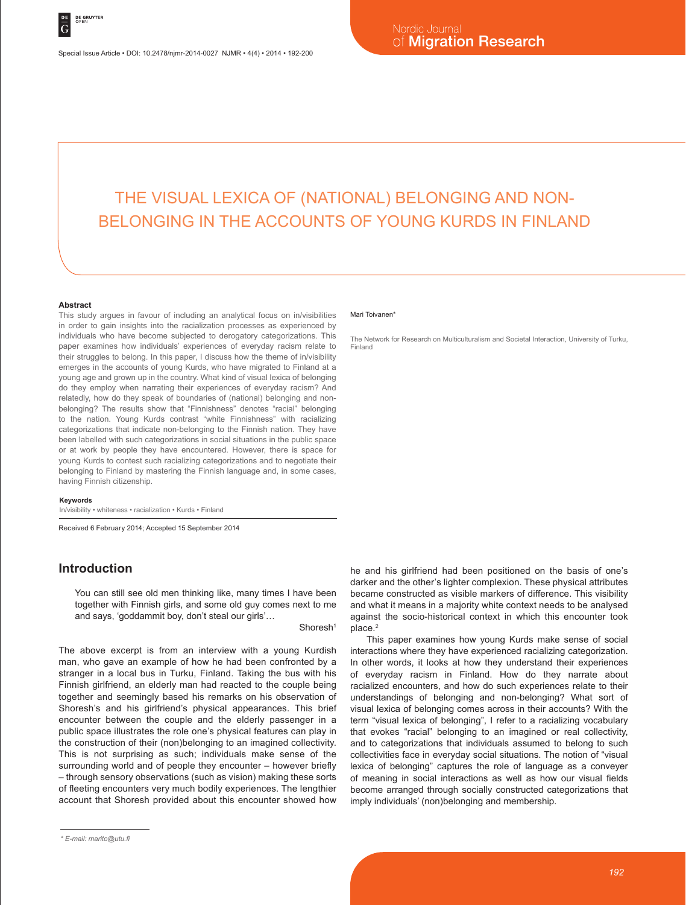# THE VISUAL LEXICA OF (NATIONAL) BELONGING AND NON-BELONGING IN THE ACCOUNTS OF YOUNG KURDS IN FINLAND

Mari Toivanen*

The Network for Research on Multiculturalism and Societal Interaction, University of Turku, Finland

### Abstract

This study argues in favour of including an analytical focus on in/visibilities in order to gain insights into the racialization processes as experienced by individuals who have become subjected to derogatory categorizations. This paper examines how individuals' experiences of everyday racism relate to their struggles to belong. In this paper, I discuss how the theme of in/visibility emerges in the accounts of young Kurds, who have migrated to Finland at a young age and grown up in the country. What kind of visual lexica of belonging do they employ when narrating their experiences of everyday racism? And relatedly, how do they speak of boundaries of (national) belonging and non-belonging? The results show that "Finnishness" denotes "racial" belonging to the nation. Young Kurds contrast "white Finnishness" with racializing categorizations that indicate non-belonging to the Finnish nation. They have been labelled with such categorizations in social situations in the public space or at work by people they have encountered. However, there is space for young Kurds to contest such racializing categorizations and to negotiate their belonging to Finland by mastering the Finnish language and, in some cases, having Finnish citizenship.

### Keywords

In/visibility • whiteness • racialization • Kurds • Finland

Received 6 February 2014; Accepted 15 September 2014

## Introduction

> You can still see old men thinking like, many times I have been together with Finnish girls, and some old guy comes next to me and says, 'goddammit boy, don't steal our girls'…
>
> Shoresh[1]

The above excerpt is from an interview with a young Kurdish man, who gave an example of how he had been confronted by a stranger in a local bus in Turku, Finland. Taking the bus with his Finnish girlfriend, an elderly man had reacted to the couple being together and seemingly based his remarks on his observation of Shoresh's and his girlfriend's physical appearances. This brief encounter between the couple and the elderly passenger in a public space illustrates the role one's physical features can play in the construction of their (non)belonging to an imagined collectivity. This is not surprising as such; individuals make sense of the surrounding world and of people they encounter – however briefly – through sensory observations (such as vision) making these sorts of fleeting encounters very much bodily experiences. The lengthier account that Shoresh provided about this encounter showed how he and his girlfriend had been positioned on the basis of one's darker and the other's lighter complexion. These physical attributes became constructed as visible markers of difference. This visibility and what it means in a majority white context needs to be analysed against the socio-historical context in which this encounter took place.[2]

This paper examines how young Kurds make sense of social interactions where they have experienced racializing categorization. In other words, it looks at how they understand their experiences of everyday racism in Finland. How do they narrate about racialized encounters, and how do such experiences relate to their understandings of belonging and non-belonging? What sort of visual lexica of belonging comes across in their accounts? With the term "visual lexica of belonging", I refer to a racializing vocabulary that evokes "racial" belonging to an imagined or real collectivity, and to categorizations that individuals assumed to belong to such collectivities face in everyday social situations. The notion of "visual lexica of belonging" captures the role of language as a conveyer of meaning in social interactions as well as how our visual fields become arranged through socially constructed categorizations that imply individuals' (non)belonging and membership.

\* E-mail: marito@utu.fi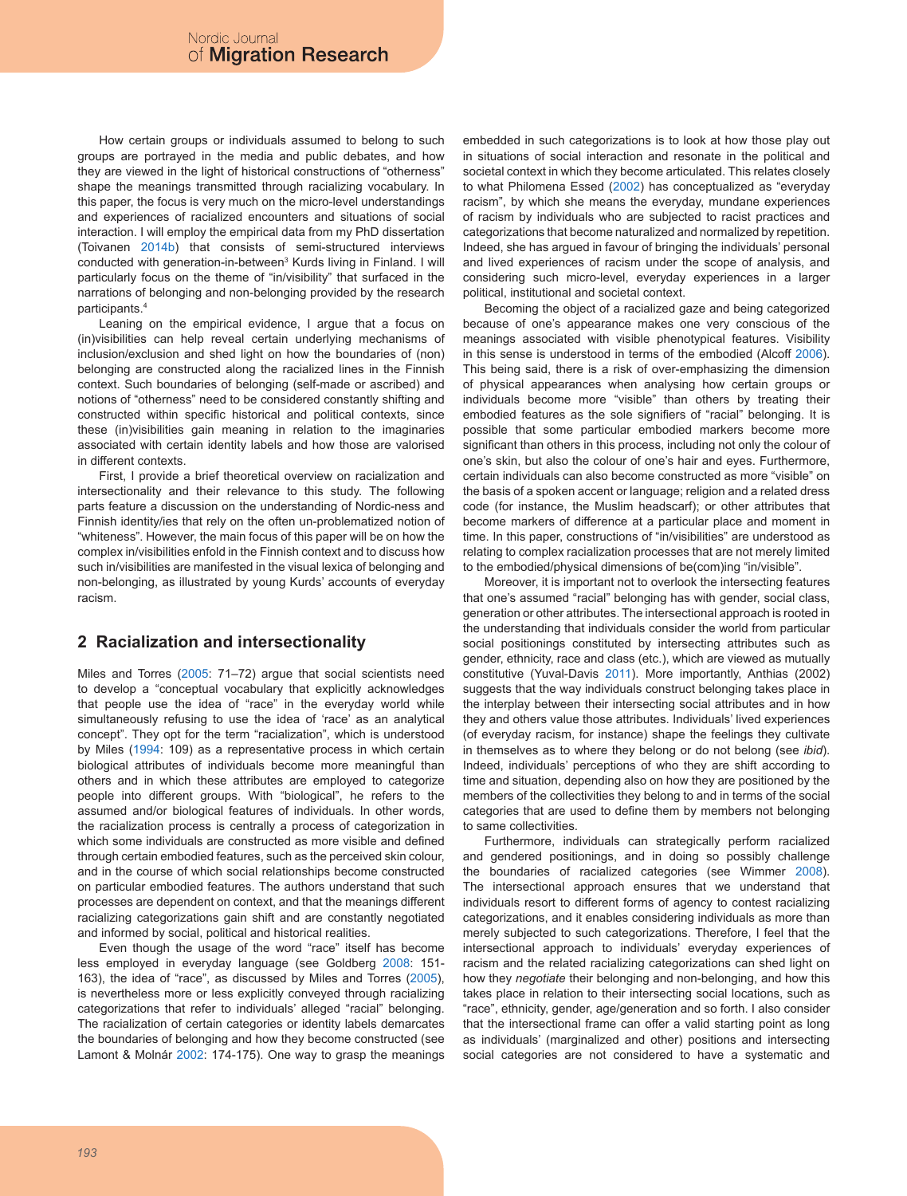How certain groups or individuals assumed to belong to such groups are portrayed in the media and public debates, and how they are viewed in the light of historical constructions of "otherness" shape the meanings transmitted through racializing vocabulary. In this paper, the focus is very much on the micro-level understandings and experiences of racialized encounters and situations of social interaction. I will employ the empirical data from my PhD dissertation (Toivanen 2014b) that consists of semi-structured interviews conducted with generation-in-between[3] Kurds living in Finland. I will particularly focus on the theme of "in/visibility" that surfaced in the narrations of belonging and non-belonging provided by the research participants.[4]

Leaning on the empirical evidence, I argue that a focus on (in)visibilities can help reveal certain underlying mechanisms of inclusion/exclusion and shed light on how the boundaries of (non) belonging are constructed along the racialized lines in the Finnish context. Such boundaries of belonging (self-made or ascribed) and notions of "otherness" need to be considered constantly shifting and constructed within specific historical and political contexts, since these (in)visibilities gain meaning in relation to the imaginaries associated with certain identity labels and how those are valorised in different contexts.

First, I provide a brief theoretical overview on racialization and intersectionality and their relevance to this study. The following parts feature a discussion on the understanding of Nordic-ness and Finnish identity/ies that rely on the often un-problematized notion of "whiteness". However, the main focus of this paper will be on how the complex in/visibilities enfold in the Finnish context and to discuss how such in/visibilities are manifested in the visual lexica of belonging and non-belonging, as illustrated by young Kurds' accounts of everyday racism.

## 2 Racialization and intersectionality

Miles and Torres (2005: 71–72) argue that social scientists need to develop a "conceptual vocabulary that explicitly acknowledges that people use the idea of "race" in the everyday world while simultaneously refusing to use the idea of 'race' as an analytical concept". They opt for the term "racialization", which is understood by Miles (1994: 109) as a representative process in which certain biological attributes of individuals become more meaningful than others and in which these attributes are employed to categorize people into different groups. With "biological", he refers to the assumed and/or biological features of individuals. In other words, the racialization process is centrally a process of categorization in which some individuals are constructed as more visible and defined through certain embodied features, such as the perceived skin colour, and in the course of which social relationships become constructed on particular embodied features. The authors understand that such processes are dependent on context, and that the meanings different racializing categorizations gain shift and are constantly negotiated and informed by social, political and historical realities.

Even though the usage of the word "race" itself has become less employed in everyday language (see Goldberg 2008: 151-163), the idea of "race", as discussed by Miles and Torres (2005), is nevertheless more or less explicitly conveyed through racializing categorizations that refer to individuals' alleged "racial" belonging. The racialization of certain categories or identity labels demarcates the boundaries of belonging and how they become constructed (see Lamont & Molnár 2002: 174-175). One way to grasp the meanings embedded in such categorizations is to look at how those play out in situations of social interaction and resonate in the political and societal context in which they become articulated. This relates closely to what Philomena Essed (2002) has conceptualized as "everyday racism", by which she means the everyday, mundane experiences of racism by individuals who are subjected to racist practices and categorizations that become naturalized and normalized by repetition. Indeed, she has argued in favour of bringing the individuals' personal and lived experiences of racism under the scope of analysis, and considering such micro-level, everyday experiences in a larger political, institutional and societal context.

Becoming the object of a racialized gaze and being categorized because of one's appearance makes one very conscious of the meanings associated with visible phenotypical features. Visibility in this sense is understood in terms of the embodied (Alcoff 2006). This being said, there is a risk of over-emphasizing the dimension of physical appearances when analysing how certain groups or individuals become more "visible" than others by treating their embodied features as the sole signifiers of "racial" belonging. It is possible that some particular embodied markers become more significant than others in this process, including not only the colour of one's skin, but also the colour of one's hair and eyes. Furthermore, certain individuals can also become constructed as more "visible" on the basis of a spoken accent or language; religion and a related dress code (for instance, the Muslim headscarf); or other attributes that become markers of difference at a particular place and moment in time. In this paper, constructions of "in/visibilities" are understood as relating to complex racialization processes that are not merely limited to the embodied/physical dimensions of be(com)ing "in/visible".

Moreover, it is important not to overlook the intersecting features that one's assumed "racial" belonging has with gender, social class, generation or other attributes. The intersectional approach is rooted in the understanding that individuals consider the world from particular social positionings constituted by intersecting attributes such as gender, ethnicity, race and class (etc.), which are viewed as mutually constitutive (Yuval-Davis 2011). More importantly, Anthias (2002) suggests that the way individuals construct belonging takes place in the interplay between their intersecting social attributes and in how they and others value those attributes. Individuals' lived experiences (of everyday racism, for instance) shape the feelings they cultivate in themselves as to where they belong or do not belong (see *ibid*). Indeed, individuals' perceptions of who they are shift according to time and situation, depending also on how they are positioned by the members of the collectivities they belong to and in terms of the social categories that are used to define them by members not belonging to same collectivities.

Furthermore, individuals can strategically perform racialized and gendered positionings, and in doing so possibly challenge the boundaries of racialized categories (see Wimmer 2008). The intersectional approach ensures that we understand that individuals resort to different forms of agency to contest racializing categorizations, and it enables considering individuals as more than merely subjected to such categorizations. Therefore, I feel that the intersectional approach to individuals' everyday experiences of racism and the related racializing categorizations can shed light on how they *negotiate* their belonging and non-belonging, and how this takes place in relation to their intersecting social locations, such as "race", ethnicity, gender, age/generation and so forth. I also consider that the intersectional frame can offer a valid starting point as long as individuals' (marginalized and other) positions and intersecting social categories are not considered to have a systematic and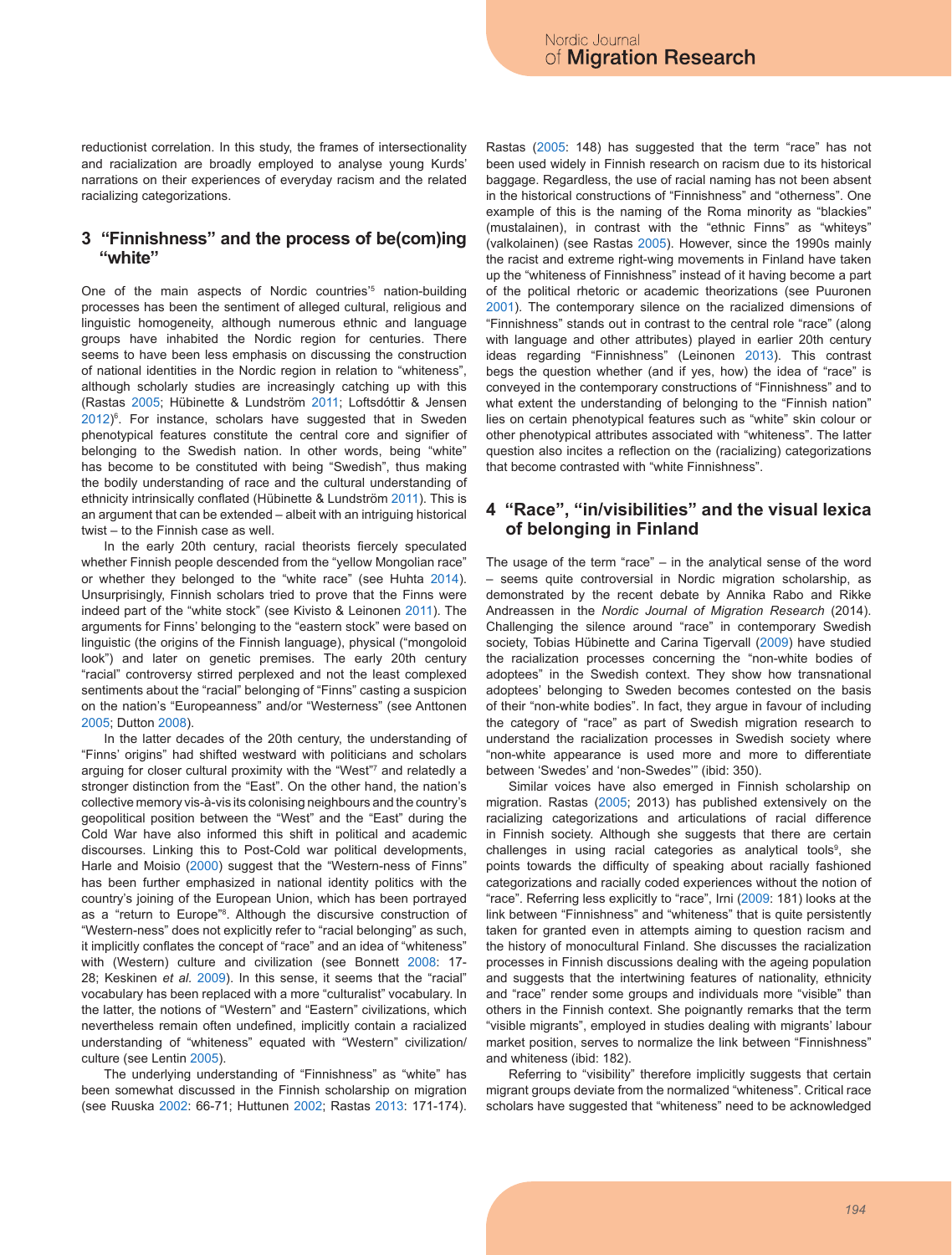reductionist correlation. In this study, the frames of intersectionality and racialization are broadly employed to analyse young Kurds' narrations on their experiences of everyday racism and the related racializing categorizations.

## 3 "Finnishness" and the process of be(com)ing "white"

One of the main aspects of Nordic countries'[5] nation-building processes has been the sentiment of alleged cultural, religious and linguistic homogeneity, although numerous ethnic and language groups have inhabited the Nordic region for centuries. There seems to have been less emphasis on discussing the construction of national identities in the Nordic region in relation to "whiteness", although scholarly studies are increasingly catching up with this (Rastas 2005; Hübinette & Lundström 2011; Loftsdóttir & Jensen 2012)[6]. For instance, scholars have suggested that in Sweden phenotypical features constitute the central core and signifier of belonging to the Swedish nation. In other words, being "white" has become to be constituted with being "Swedish", thus making the bodily understanding of race and the cultural understanding of ethnicity intrinsically conflated (Hübinette & Lundström 2011). This is an argument that can be extended – albeit with an intriguing historical twist – to the Finnish case as well.

In the early 20th century, racial theorists fiercely speculated whether Finnish people descended from the "yellow Mongolian race" or whether they belonged to the "white race" (see Huhta 2014). Unsurprisingly, Finnish scholars tried to prove that the Finns were indeed part of the "white stock" (see Kivisto & Leinonen 2011). The arguments for Finns' belonging to the "eastern stock" were based on linguistic (the origins of the Finnish language), physical ("mongoloid look") and later on genetic premises. The early 20th century "racial" controversy stirred perplexed and not the least complexed sentiments about the "racial" belonging of "Finns" casting a suspicion on the nation's "Europeanness" and/or "Westerness" (see Anttonen 2005; Dutton 2008).

In the latter decades of the 20th century, the understanding of "Finns' origins" had shifted westward with politicians and scholars arguing for closer cultural proximity with the "West"[7] and relatedly a stronger distinction from the "East". On the other hand, the nation's collective memory vis-à-vis its colonising neighbours and the country's geopolitical position between the "West" and the "East" during the Cold War have also informed this shift in political and academic discourses. Linking this to Post-Cold war political developments, Harle and Moisio (2000) suggest that the "Western-ness of Finns" has been further emphasized in national identity politics with the country's joining of the European Union, which has been portrayed as a "return to Europe"[8]. Although the discursive construction of "Western-ness" does not explicitly refer to "racial belonging" as such, it implicitly conflates the concept of "race" and an idea of "whiteness" with (Western) culture and civilization (see Bonnett 2008: 17-28; Keskinen *et al.* 2009). In this sense, it seems that the "racial" vocabulary has been replaced with a more "culturalist" vocabulary. In the latter, the notions of "Western" and "Eastern" civilizations, which nevertheless remain often undefined, implicitly contain a racialized understanding of "whiteness" equated with "Western" civilization/culture (see Lentin 2005).

The underlying understanding of "Finnishness" as "white" has been somewhat discussed in the Finnish scholarship on migration (see Ruuska 2002: 66-71; Huttunen 2002; Rastas 2013: 171-174). Rastas (2005: 148) has suggested that the term "race" has not been used widely in Finnish research on racism due to its historical baggage. Regardless, the use of racial naming has not been absent in the historical constructions of "Finnishness" and "otherness". One example of this is the naming of the Roma minority as "blackies" (mustalainen), in contrast with the "ethnic Finns" as "whiteys" (valkolainen) (see Rastas 2005). However, since the 1990s mainly the racist and extreme right-wing movements in Finland have taken up the "whiteness of Finnishness" instead of it having become a part of the political rhetoric or academic theorizations (see Puuronen 2001). The contemporary silence on the racialized dimensions of "Finnishness" stands out in contrast to the central role "race" (along with language and other attributes) played in earlier 20th century ideas regarding "Finnishness" (Leinonen 2013). This contrast begs the question whether (and if yes, how) the idea of "race" is conveyed in the contemporary constructions of "Finnishness" and to what extent the understanding of belonging to the "Finnish nation" lies on certain phenotypical features such as "white" skin colour or other phenotypical attributes associated with "whiteness". The latter question also incites a reflection on the (racializing) categorizations that become contrasted with "white Finnishness".

## 4 "Race", "in/visibilities" and the visual lexica of belonging in Finland

The usage of the term "race" – in the analytical sense of the word – seems quite controversial in Nordic migration scholarship, as demonstrated by the recent debate by Annika Rabo and Rikke Andreassen in the *Nordic Journal of Migration Research* (2014). Challenging the silence around "race" in contemporary Swedish society, Tobias Hübinette and Carina Tigervall (2009) have studied the racialization processes concerning the "non-white bodies of adoptees" in the Swedish context. They show how transnational adoptees' belonging to Sweden becomes contested on the basis of their "non-white bodies". In fact, they argue in favour of including the category of "race" as part of Swedish migration research to understand the racialization processes in Swedish society where "non-white appearance is used more and more to differentiate between 'Swedes' and 'non-Swedes'" (ibid: 350).

Similar voices have also emerged in Finnish scholarship on migration. Rastas (2005; 2013) has published extensively on the racializing categorizations and articulations of racial difference in Finnish society. Although she suggests that there are certain challenges in using racial categories as analytical tools[9], she points towards the difficulty of speaking about racially fashioned categorizations and racially coded experiences without the notion of "race". Referring less explicitly to "race", Irni (2009: 181) looks at the link between "Finnishness" and "whiteness" that is quite persistently taken for granted even in attempts aiming to question racism and the history of monocultural Finland. She discusses the racialization processes in Finnish discussions dealing with the ageing population and suggests that the intertwining features of nationality, ethnicity and "race" render some groups and individuals more "visible" than others in the Finnish context. She poignantly remarks that the term "visible migrants", employed in studies dealing with migrants' labour market position, serves to normalize the link between "Finnishness" and whiteness (ibid: 182).

Referring to "visibility" therefore implicitly suggests that certain migrant groups deviate from the normalized "whiteness". Critical race scholars have suggested that "whiteness" need to be acknowledged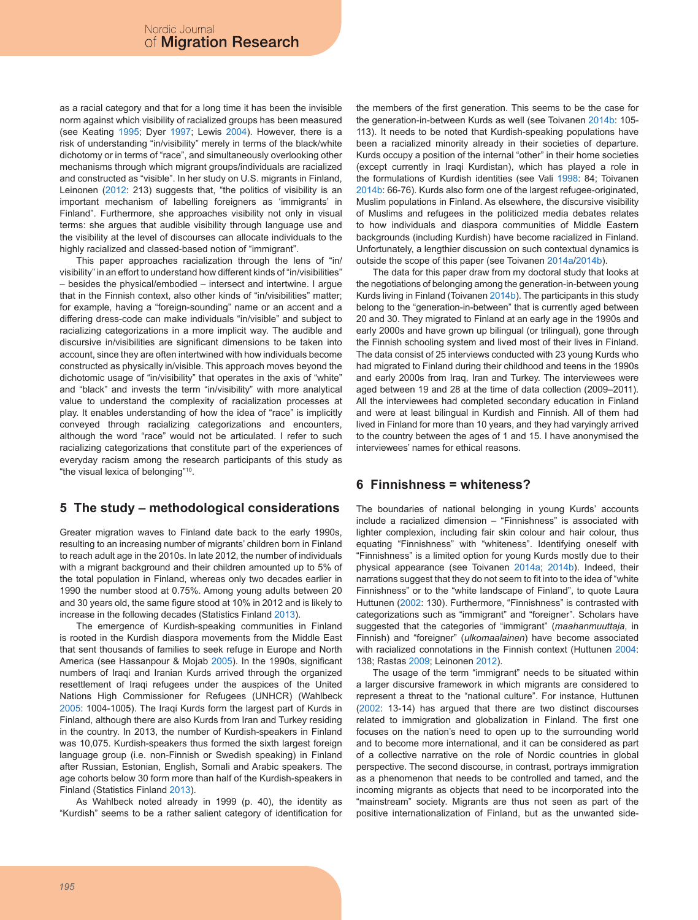as a racial category and that for a long time it has been the invisible norm against which visibility of racialized groups has been measured (see Keating 1995; Dyer 1997; Lewis 2004). However, there is a risk of understanding "in/visibility" merely in terms of the black/white dichotomy or in terms of "race", and simultaneously overlooking other mechanisms through which migrant groups/individuals are racialized and constructed as "visible". In her study on U.S. migrants in Finland, Leinonen (2012: 213) suggests that, "the politics of visibility is an important mechanism of labelling foreigners as 'immigrants' in Finland". Furthermore, she approaches visibility not only in visual terms: she argues that audible visibility through language use and the visibility at the level of discourses can allocate individuals to the highly racialized and classed-based notion of "immigrant".

This paper approaches racialization through the lens of "in/visibility" in an effort to understand how different kinds of "in/visibilities" – besides the physical/embodied – intersect and intertwine. I argue that in the Finnish context, also other kinds of "in/visibilities" matter; for example, having a "foreign-sounding" name or an accent and a differing dress-code can make individuals "in/visible" and subject to racializing categorizations in a more implicit way. The audible and discursive in/visibilities are significant dimensions to be taken into account, since they are often intertwined with how individuals become constructed as physically in/visible. This approach moves beyond the dichotomic usage of "in/visibility" that operates in the axis of "white" and "black" and invests the term "in/visibility" with more analytical value to understand the complexity of racialization processes at play. It enables understanding of how the idea of "race" is implicitly conveyed through racializing categorizations and encounters, although the word "race" would not be articulated. I refer to such racializing categorizations that constitute part of the experiences of everyday racism among the research participants of this study as "the visual lexica of belonging"[10].

## 5 The study – methodological considerations

Greater migration waves to Finland date back to the early 1990s, resulting to an increasing number of migrants' children born in Finland to reach adult age in the 2010s. In late 2012, the number of individuals with a migrant background and their children amounted up to 5% of the total population in Finland, whereas only two decades earlier in 1990 the number stood at 0.75%. Among young adults between 20 and 30 years old, the same figure stood at 10% in 2012 and is likely to increase in the following decades (Statistics Finland 2013).

The emergence of Kurdish-speaking communities in Finland is rooted in the Kurdish diaspora movements from the Middle East that sent thousands of families to seek refuge in Europe and North America (see Hassanpour & Mojab 2005). In the 1990s, significant numbers of Iraqi and Iranian Kurds arrived through the organized resettlement of Iraqi refugees under the auspices of the United Nations High Commissioner for Refugees (UNHCR) (Wahlbeck 2005: 1004-1005). The Iraqi Kurds form the largest part of Kurds in Finland, although there are also Kurds from Iran and Turkey residing in the country. In 2013, the number of Kurdish-speakers in Finland was 10,075. Kurdish-speakers thus formed the sixth largest foreign language group (i.e. non-Finnish or Swedish speaking) in Finland after Russian, Estonian, English, Somali and Arabic speakers. The age cohorts below 30 form more than half of the Kurdish-speakers in Finland (Statistics Finland 2013).

As Wahlbeck noted already in 1999 (p. 40), the identity as "Kurdish" seems to be a rather salient category of identification for the members of the first generation. This seems to be the case for the generation-in-between Kurds as well (see Toivanen 2014b: 105-113). It needs to be noted that Kurdish-speaking populations have been a racialized minority already in their societies of departure. Kurds occupy a position of the internal "other" in their home societies (except currently in Iraqi Kurdistan), which has played a role in the formulations of Kurdish identities (see Vali 1998: 84; Toivanen 2014b: 66-76). Kurds also form one of the largest refugee-originated, Muslim populations in Finland. As elsewhere, the discursive visibility of Muslims and refugees in the politicized media debates relates to how individuals and diaspora communities of Middle Eastern backgrounds (including Kurdish) have become racialized in Finland. Unfortunately, a lengthier discussion on such contextual dynamics is outside the scope of this paper (see Toivanen 2014a/2014b).

The data for this paper draw from my doctoral study that looks at the negotiations of belonging among the generation-in-between young Kurds living in Finland (Toivanen 2014b). The participants in this study belong to the "generation-in-between" that is currently aged between 20 and 30. They migrated to Finland at an early age in the 1990s and early 2000s and have grown up bilingual (or trilingual), gone through the Finnish schooling system and lived most of their lives in Finland. The data consist of 25 interviews conducted with 23 young Kurds who had migrated to Finland during their childhood and teens in the 1990s and early 2000s from Iraq, Iran and Turkey. The interviewees were aged between 19 and 28 at the time of data collection (2009–2011). All the interviewees had completed secondary education in Finland and were at least bilingual in Kurdish and Finnish. All of them had lived in Finland for more than 10 years, and they had varyingly arrived to the country between the ages of 1 and 15. I have anonymised the interviewees' names for ethical reasons.

## 6 Finnishness = whiteness?

The boundaries of national belonging in young Kurds' accounts include a racialized dimension – "Finnishness" is associated with lighter complexion, including fair skin colour and hair colour, thus equating "Finnishness" with "whiteness". Identifying oneself with "Finnishness" is a limited option for young Kurds mostly due to their physical appearance (see Toivanen 2014a; 2014b). Indeed, their narrations suggest that they do not seem to fit into to the idea of "white Finnishness" or to the "white landscape of Finland", to quote Laura Huttunen (2002: 130). Furthermore, "Finnishness" is contrasted with categorizations such as "immigrant" and "foreigner". Scholars have suggested that the categories of "immigrant" (*maahanmuuttaja*, in Finnish) and "foreigner" (*ulkomaalainen*) have become associated with racialized connotations in the Finnish context (Huttunen 2004: 138; Rastas 2009; Leinonen 2012).

The usage of the term "immigrant" needs to be situated within a larger discursive framework in which migrants are considered to represent a threat to the "national culture". For instance, Huttunen (2002: 13-14) has argued that there are two distinct discourses related to immigration and globalization in Finland. The first one focuses on the nation's need to open up to the surrounding world and to become more international, and it can be considered as part of a collective narrative on the role of Nordic countries in global perspective. The second discourse, in contrast, portrays immigration as a phenomenon that needs to be controlled and tamed, and the incoming migrants as objects that need to be incorporated into the "mainstream" society. Migrants are thus not seen as part of the positive internationalization of Finland, but as the unwanted side-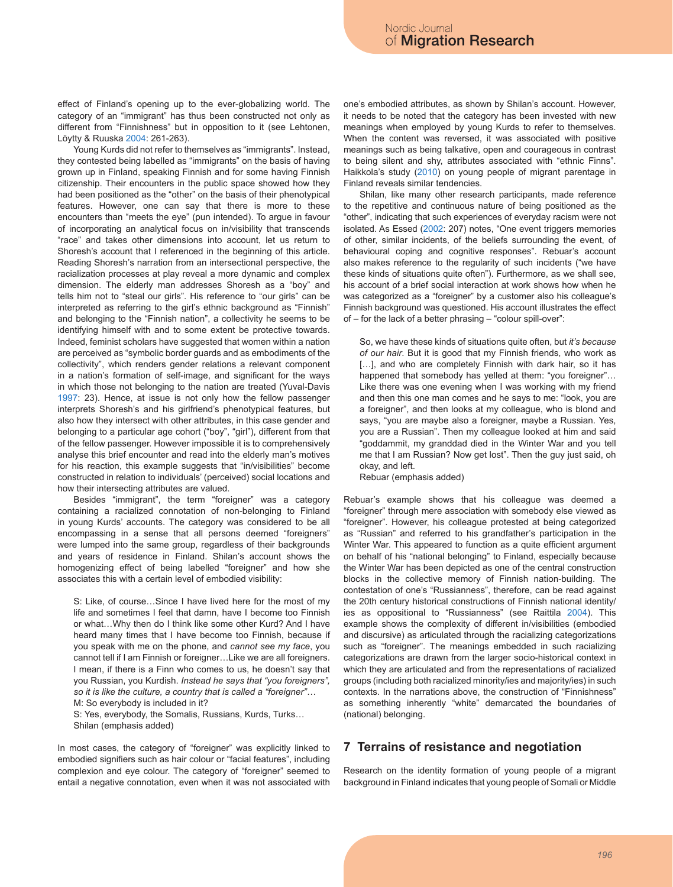effect of Finland's opening up to the ever-globalizing world. The category of an "immigrant" has thus been constructed not only as different from "Finnishness" but in opposition to it (see Lehtonen, Löytty & Ruuska 2004: 261-263).

Young Kurds did not refer to themselves as "immigrants". Instead, they contested being labelled as "immigrants" on the basis of having grown up in Finland, speaking Finnish and for some having Finnish citizenship. Their encounters in the public space showed how they had been positioned as the "other" on the basis of their phenotypical features. However, one can say that there is more to these encounters than "meets the eye" (pun intended). To argue in favour of incorporating an analytical focus on in/visibility that transcends "race" and takes other dimensions into account, let us return to Shoresh's account that I referenced in the beginning of this article. Reading Shoresh's narration from an intersectional perspective, the racialization processes at play reveal a more dynamic and complex dimension. The elderly man addresses Shoresh as a "boy" and tells him not to "steal our girls". His reference to "our girls" can be interpreted as referring to the girl's ethnic background as "Finnish" and belonging to the "Finnish nation", a collectivity he seems to be identifying himself with and to some extent be protective towards. Indeed, feminist scholars have suggested that women within a nation are perceived as "symbolic border guards and as embodiments of the collectivity", which renders gender relations a relevant component in a nation's formation of self-image, and significant for the ways in which those not belonging to the nation are treated (Yuval-Davis 1997: 23). Hence, at issue is not only how the fellow passenger interprets Shoresh's and his girlfriend's phenotypical features, but also how they intersect with other attributes, in this case gender and belonging to a particular age cohort ("boy", "girl"), different from that of the fellow passenger. However impossible it is to comprehensively analyse this brief encounter and read into the elderly man's motives for his reaction, this example suggests that "in/visibilities" become constructed in relation to individuals' (perceived) social locations and how their intersecting attributes are valued.

Besides "immigrant", the term "foreigner" was a category containing a racialized connotation of non-belonging to Finland in young Kurds' accounts. The category was considered to be all encompassing in a sense that all persons deemed "foreigners" were lumped into the same group, regardless of their backgrounds and years of residence in Finland. Shilan's account shows the homogenizing effect of being labelled "foreigner" and how she associates this with a certain level of embodied visibility:

> S: Like, of course…Since I have lived here for the most of my life and sometimes I feel that damn, have I become too Finnish or what…Why then do I think like some other Kurd? And I have heard many times that I have become too Finnish, because if you speak with me on the phone, and *cannot see my face*, you cannot tell if I am Finnish or foreigner…Like we are all foreigners. I mean, if there is a Finn who comes to us, he doesn't say that you Russian, you Kurdish. *Instead he says that "you foreigners", so it is like the culture, a country that is called a "foreigner"…*
> M: So everybody is included in it?
> S: Yes, everybody, the Somalis, Russians, Kurds, Turks…
> Shilan (emphasis added)

In most cases, the category of "foreigner" was explicitly linked to embodied signifiers such as hair colour or "facial features", including complexion and eye colour. The category of "foreigner" seemed to entail a negative connotation, even when it was not associated with one's embodied attributes, as shown by Shilan's account. However, it needs to be noted that the category has been invested with new meanings when employed by young Kurds to refer to themselves. When the content was reversed, it was associated with positive meanings such as being talkative, open and courageous in contrast to being silent and shy, attributes associated with "ethnic Finns". Haikkola's study (2010) on young people of migrant parentage in Finland reveals similar tendencies.

Shilan, like many other research participants, made reference to the repetitive and continuous nature of being positioned as the "other", indicating that such experiences of everyday racism were not isolated. As Essed (2002: 207) notes, "One event triggers memories of other, similar incidents, of the beliefs surrounding the event, of behavioural coping and cognitive responses". Rebuar's account also makes reference to the regularity of such incidents ("we have these kinds of situations quite often"). Furthermore, as we shall see, his account of a brief social interaction at work shows how when he was categorized as a "foreigner" by a customer also his colleague's Finnish background was questioned. His account illustrates the effect of – for the lack of a better phrasing – "colour spill-over":

> So, we have these kinds of situations quite often, but *it's because of our hair*. But it is good that my Finnish friends, who work as […], and who are completely Finnish with dark hair, so it has happened that somebody has yelled at them: "you foreigner"… Like there was one evening when I was working with my friend and then this one man comes and he says to me: "look, you are a foreigner", and then looks at my colleague, who is blond and says, "you are maybe also a foreigner, maybe a Russian. Yes, you are a Russian". Then my colleague looked at him and said "goddammit, my granddad died in the Winter War and you tell me that I am Russian? Now get lost". Then the guy just said, oh okay, and left.
> Rebuar (emphasis added)

Rebuar's example shows that his colleague was deemed a "foreigner" through mere association with somebody else viewed as "foreigner". However, his colleague protested at being categorized as "Russian" and referred to his grandfather's participation in the Winter War. This appeared to function as a quite efficient argument on behalf of his "national belonging" to Finland, especially because the Winter War has been depicted as one of the central construction blocks in the collective memory of Finnish nation-building. The contestation of one's "Russianness", therefore, can be read against the 20th century historical constructions of Finnish national identity/ies as oppositional to "Russianness" (see Raittila 2004). This example shows the complexity of different in/visibilities (embodied and discursive) as articulated through the racializing categorizations such as "foreigner". The meanings embedded in such racializing categorizations are drawn from the larger socio-historical context in which they are articulated and from the representations of racialized groups (including both racialized minority/ies and majority/ies) in such contexts. In the narrations above, the construction of "Finnishness" as something inherently "white" demarcated the boundaries of (national) belonging.

## 7 Terrains of resistance and negotiation

Research on the identity formation of young people of a migrant background in Finland indicates that young people of Somali or Middle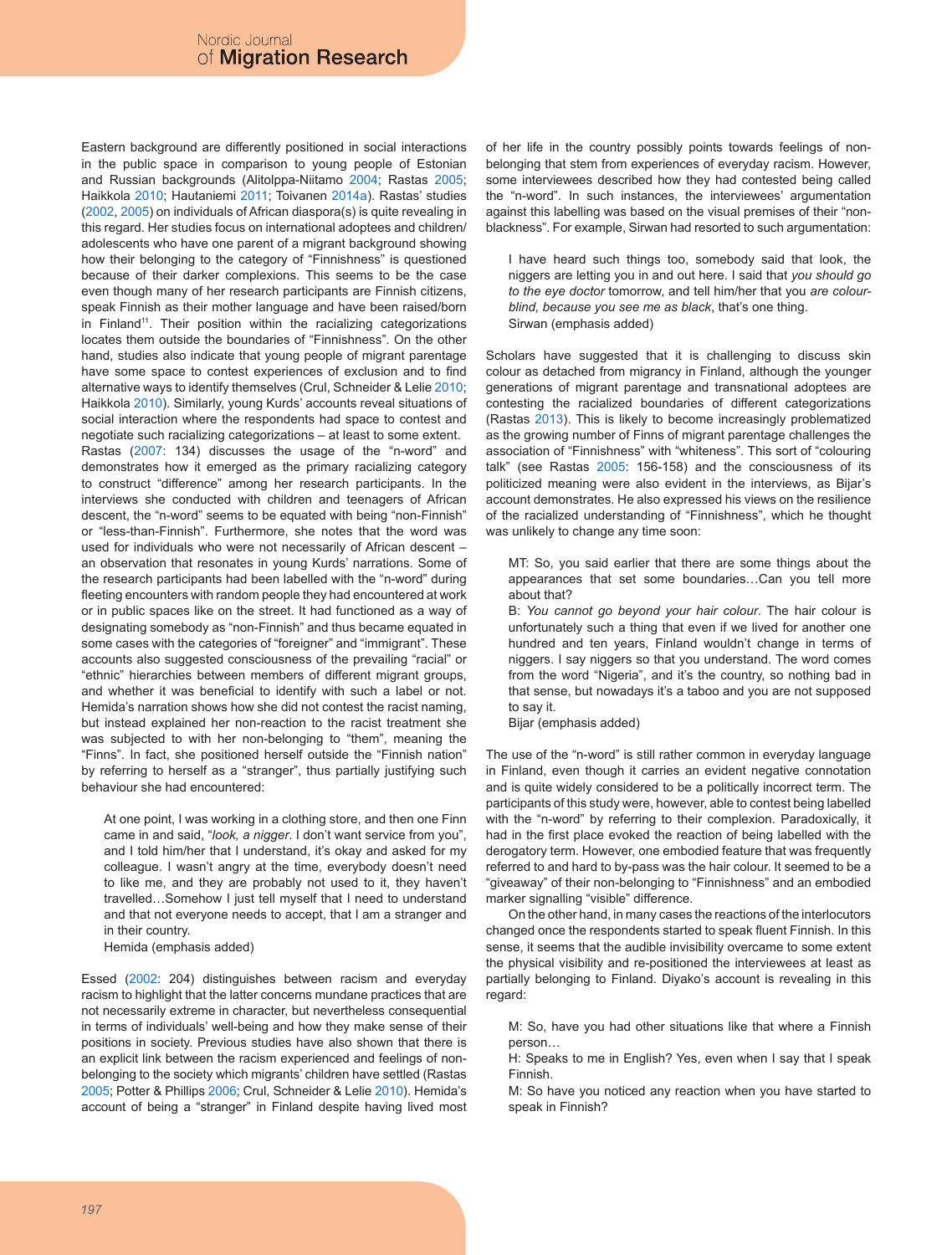Eastern background are differently positioned in social interactions in the public space in comparison to young people of Estonian and Russian backgrounds (Alitolppa-Niitamo 2004; Rastas 2005; Haikkola 2010; Hautaniemi 2011; Toivanen 2014a). Rastas' studies (2002, 2005) on individuals of African diaspora(s) is quite revealing in this regard. Her studies focus on international adoptees and children/adolescents who have one parent of a migrant background showing how their belonging to the category of "Finnishness" is questioned because of their darker complexions. This seems to be the case even though many of her research participants are Finnish citizens, speak Finnish as their mother language and have been raised/born in Finland[11]. Their position within the racializing categorizations locates them outside the boundaries of "Finnishness". On the other hand, studies also indicate that young people of migrant parentage have some space to contest experiences of exclusion and to find alternative ways to identify themselves (Crul, Schneider & Lelie 2010; Haikkola 2010). Similarly, young Kurds' accounts reveal situations of social interaction where the respondents had space to contest and negotiate such racializing categorizations – at least to some extent.

Rastas (2007: 134) discusses the usage of the "n-word" and demonstrates how it emerged as the primary racializing category to construct "difference" among her research participants. In the interviews she conducted with children and teenagers of African descent, the "n-word" seems to be equated with being "non-Finnish" or "less-than-Finnish". Furthermore, she notes that the word was used for individuals who were not necessarily of African descent – an observation that resonates in young Kurds' narrations. Some of the research participants had been labelled with the "n-word" during fleeting encounters with random people they had encountered at work or in public spaces like on the street. It had functioned as a way of designating somebody as "non-Finnish" and thus became equated in some cases with the categories of "foreigner" and "immigrant". These accounts also suggested consciousness of the prevailing "racial" or "ethnic" hierarchies between members of different migrant groups, and whether it was beneficial to identify with such a label or not. Hemida's narration shows how she did not contest the racist naming, but instead explained her non-reaction to the racist treatment she was subjected to with her non-belonging to "them", meaning the "Finns". In fact, she positioned herself outside the "Finnish nation" by referring to herself as a "stranger", thus partially justifying such behaviour she had encountered:

> At one point, I was working in a clothing store, and then one Finn came in and said, "*look, a nigger*. I don't want service from you", and I told him/her that I understand, it's okay and asked for my colleague. I wasn't angry at the time, everybody doesn't need to like me, and they are probably not used to it, they haven't travelled…Somehow I just tell myself that I need to understand and that not everyone needs to accept, that I am a stranger and in their country.
> Hemida (emphasis added)

Essed (2002: 204) distinguishes between racism and everyday racism to highlight that the latter concerns mundane practices that are not necessarily extreme in character, but nevertheless consequential in terms of individuals' well-being and how they make sense of their positions in society. Previous studies have also shown that there is an explicit link between the racism experienced and feelings of non-belonging to the society which migrants' children have settled (Rastas 2005; Potter & Phillips 2006; Crul, Schneider & Lelie 2010). Hemida's account of being a "stranger" in Finland despite having lived most of her life in the country possibly points towards feelings of non-belonging that stem from experiences of everyday racism. However, some interviewees described how they had contested being called the "n-word". In such instances, the interviewees' argumentation against this labelling was based on the visual premises of their "non-blackness". For example, Sirwan had resorted to such argumentation:

> I have heard such things too, somebody said that look, the niggers are letting you in and out here. I said that *you should go to the eye doctor* tomorrow, and tell him/her that you *are colour-blind, because you see me as black*, that's one thing.
> Sirwan (emphasis added)

Scholars have suggested that it is challenging to discuss skin colour as detached from migrancy in Finland, although the younger generations of migrant parentage and transnational adoptees are contesting the racialized boundaries of different categorizations (Rastas 2013). This is likely to become increasingly problematized as the growing number of Finns of migrant parentage challenges the association of "Finnishness" with "whiteness". This sort of "colouring talk" (see Rastas 2005: 156-158) and the consciousness of its politicized meaning were also evident in the interviews, as Bijar's account demonstrates. He also expressed his views on the resilience of the racialized understanding of "Finnishness", which he thought was unlikely to change any time soon:

> MT: So, you said earlier that there are some things about the appearances that set some boundaries…Can you tell more about that?
> B: *You cannot go beyond your hair colour*. The hair colour is unfortunately such a thing that even if we lived for another one hundred and ten years, Finland wouldn't change in terms of niggers. I say niggers so that you understand. The word comes from the word "Nigeria", and it's the country, so nothing bad in that sense, but nowadays it's a taboo and you are not supposed to say it.
> Bijar (emphasis added)

The use of the "n-word" is still rather common in everyday language in Finland, even though it carries an evident negative connotation and is quite widely considered to be a politically incorrect term. The participants of this study were, however, able to contest being labelled with the "n-word" by referring to their complexion. Paradoxically, it had in the first place evoked the reaction of being labelled with the derogatory term. However, one embodied feature that was frequently referred to and hard to by-pass was the hair colour. It seemed to be a "giveaway" of their non-belonging to "Finnishness" and an embodied marker signalling "visible" difference.

On the other hand, in many cases the reactions of the interlocutors changed once the respondents started to speak fluent Finnish. In this sense, it seems that the audible invisibility overcame to some extent the physical visibility and re-positioned the interviewees at least as partially belonging to Finland. Diyako's account is revealing in this regard:

> M: So, have you had other situations like that where a Finnish person…
> H: Speaks to me in English? Yes, even when I say that I speak Finnish.
> M: So have you noticed any reaction when you have started to speak in Finnish?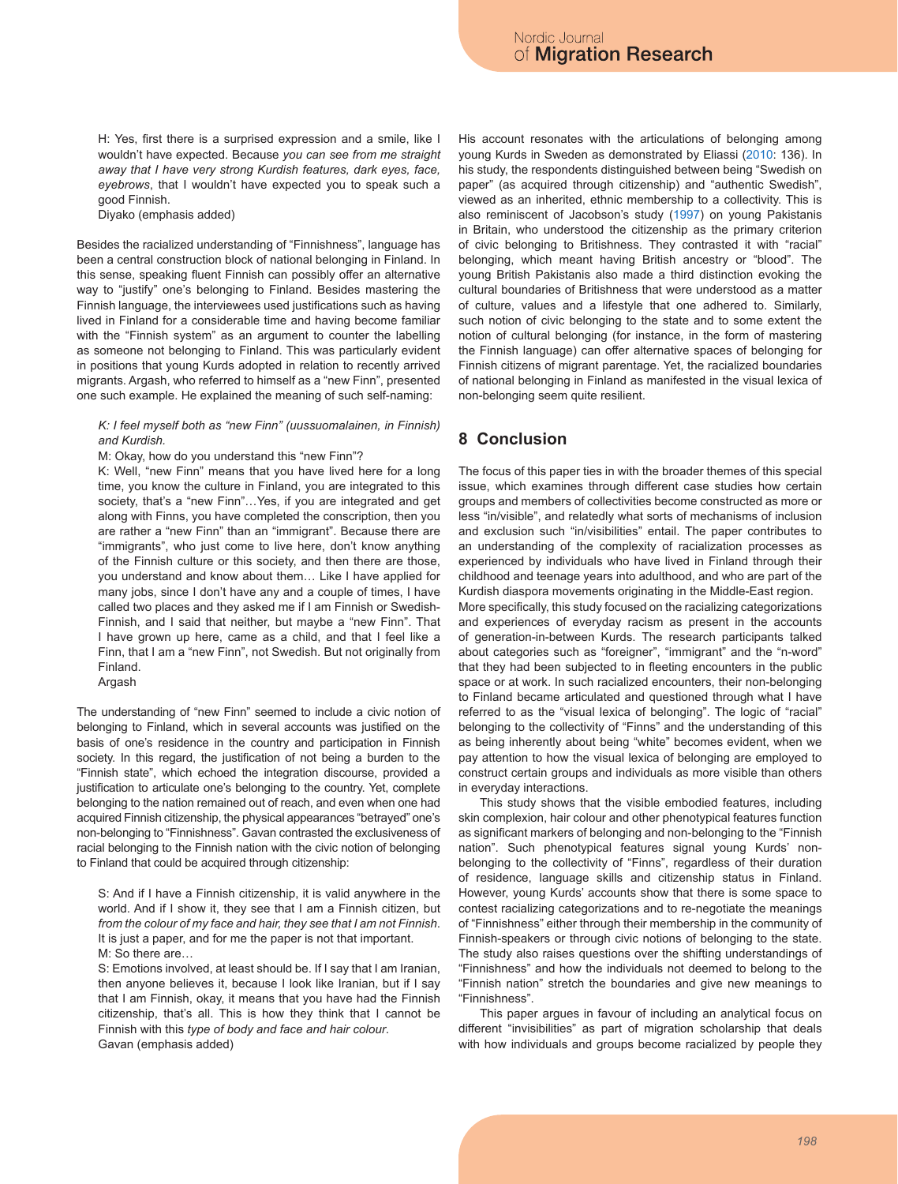H: Yes, first there is a surprised expression and a smile, like I wouldn't have expected. Because *you can see from me straight away that I have very strong Kurdish features, dark eyes, face, eyebrows*, that I wouldn't have expected you to speak such a good Finnish.
Diyako (emphasis added)

Besides the racialized understanding of "Finnishness", language has been a central construction block of national belonging in Finland. In this sense, speaking fluent Finnish can possibly offer an alternative way to "justify" one's belonging to Finland. Besides mastering the Finnish language, the interviewees used justifications such as having lived in Finland for a considerable time and having become familiar with the "Finnish system" as an argument to counter the labelling as someone not belonging to Finland. This was particularly evident in positions that young Kurds adopted in relation to recently arrived migrants. Argash, who referred to himself as a "new Finn", presented one such example. He explained the meaning of such self-naming:

*K: I feel myself both as "new Finn" (uussuomalainen, in Finnish) and Kurdish.*
M: Okay, how do you understand this "new Finn"?
K: Well, "new Finn" means that you have lived here for a long time, you know the culture in Finland, you are integrated to this society, that's a "new Finn"…Yes, if you are integrated and get along with Finns, you have completed the conscription, then you are rather a "new Finn" than an "immigrant". Because there are "immigrants", who just come to live here, don't know anything of the Finnish culture or this society, and then there are those, you understand and know about them… Like I have applied for many jobs, since I don't have any and a couple of times, I have called two places and they asked me if I am Finnish or Swedish-Finnish, and I said that neither, but maybe a "new Finn". That I have grown up here, came as a child, and that I feel like a Finn, that I am a "new Finn", not Swedish. But not originally from Finland.
Argash

The understanding of "new Finn" seemed to include a civic notion of belonging to Finland, which in several accounts was justified on the basis of one's residence in the country and participation in Finnish society. In this regard, the justification of not being a burden to the "Finnish state", which echoed the integration discourse, provided a justification to articulate one's belonging to the country. Yet, complete belonging to the nation remained out of reach, and even when one had acquired Finnish citizenship, the physical appearances "betrayed" one's non-belonging to "Finnishness". Gavan contrasted the exclusiveness of racial belonging to the Finnish nation with the civic notion of belonging to Finland that could be acquired through citizenship:

S: And if I have a Finnish citizenship, it is valid anywhere in the world. And if I show it, they see that I am a Finnish citizen, but *from the colour of my face and hair, they see that I am not Finnish*. It is just a paper, and for me the paper is not that important.
M: So there are…
S: Emotions involved, at least should be. If I say that I am Iranian, then anyone believes it, because I look like Iranian, but if I say that I am Finnish, okay, it means that you have had the Finnish citizenship, that's all. This is how they think that I cannot be Finnish with this *type of body and face and hair colour*.
Gavan (emphasis added)

His account resonates with the articulations of belonging among young Kurds in Sweden as demonstrated by Eliassi (2010: 136). In his study, the respondents distinguished between being "Swedish on paper" (as acquired through citizenship) and "authentic Swedish", viewed as an inherited, ethnic membership to a collectivity. This is also reminiscent of Jacobson's study (1997) on young Pakistanis in Britain, who understood the citizenship as the primary criterion of civic belonging to Britishness. They contrasted it with "racial" belonging, which meant having British ancestry or "blood". The young British Pakistanis also made a third distinction evoking the cultural boundaries of Britishness that were understood as a matter of culture, values and a lifestyle that one adhered to. Similarly, such notion of civic belonging to the state and to some extent the notion of cultural belonging (for instance, in the form of mastering the Finnish language) can offer alternative spaces of belonging for Finnish citizens of migrant parentage. Yet, the racialized boundaries of national belonging in Finland as manifested in the visual lexica of non-belonging seem quite resilient.

## 8 Conclusion

The focus of this paper ties in with the broader themes of this special issue, which examines through different case studies how certain groups and members of collectivities become constructed as more or less "in/visible", and relatedly what sorts of mechanisms of inclusion and exclusion such "in/visibilities" entail. The paper contributes to an understanding of the complexity of racialization processes as experienced by individuals who have lived in Finland through their childhood and teenage years into adulthood, and who are part of the Kurdish diaspora movements originating in the Middle-East region.
More specifically, this study focused on the racializing categorizations and experiences of everyday racism as present in the accounts of generation-in-between Kurds. The research participants talked about categories such as "foreigner", "immigrant" and the "n-word" that they had been subjected to in fleeting encounters in the public space or at work. In such racialized encounters, their non-belonging to Finland became articulated and questioned through what I have referred to as the "visual lexica of belonging". The logic of "racial" belonging to the collectivity of "Finns" and the understanding of this as being inherently about being "white" becomes evident, when we pay attention to how the visual lexica of belonging are employed to construct certain groups and individuals as more visible than others in everyday interactions.

This study shows that the visible embodied features, including skin complexion, hair colour and other phenotypical features function as significant markers of belonging and non-belonging to the "Finnish nation". Such phenotypical features signal young Kurds' non-belonging to the collectivity of "Finns", regardless of their duration of residence, language skills and citizenship status in Finland. However, young Kurds' accounts show that there is some space to contest racializing categorizations and to re-negotiate the meanings of "Finnishness" either through their membership in the community of Finnish-speakers or through civic notions of belonging to the state. The study also raises questions over the shifting understandings of "Finnishness" and how the individuals not deemed to belong to the "Finnish nation" stretch the boundaries and give new meanings to "Finnishness".

This paper argues in favour of including an analytical focus on different "invisibilities" as part of migration scholarship that deals with how individuals and groups become racialized by people they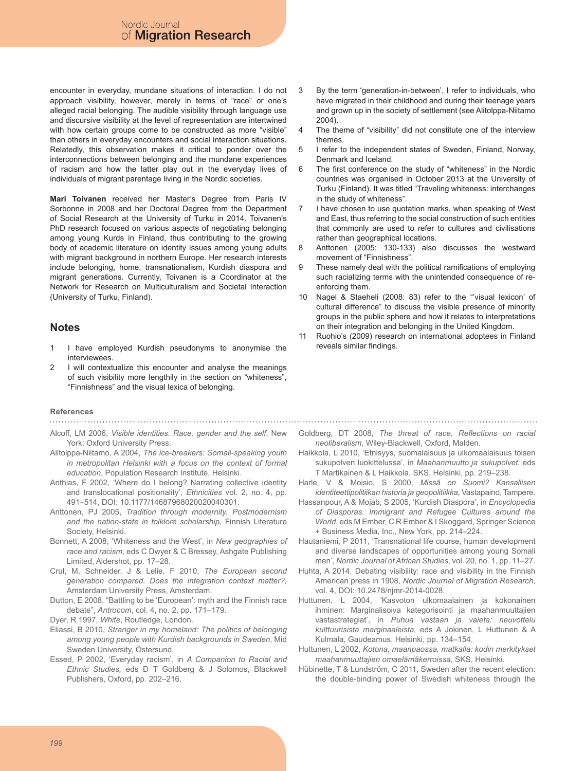encounter in everyday, mundane situations of interaction. I do not approach visibility, however, merely in terms of "race" or one's alleged racial belonging. The audible visibility through language use and discursive visibility at the level of representation are intertwined with how certain groups come to be constructed as more "visible" than others in everyday encounters and social interaction situations. Relatedly, this observation makes it critical to ponder over the interconnections between belonging and the mundane experiences of racism and how the latter play out in the everyday lives of individuals of migrant parentage living in the Nordic societies.

**Mari Toivanen** received her Master's Degree from Paris IV Sorbonne in 2008 and her Doctoral Degree from the Department of Social Research at the University of Turku in 2014. Toivanen's PhD research focused on various aspects of negotiating belonging among young Kurds in Finland, thus contributing to the growing body of academic literature on identity issues among young adults with migrant background in northern Europe. Her research interests include belonging, home, transnationalism, Kurdish diaspora and migrant generations. Currently, Toivanen is a Coordinator at the Network for Research on Multiculturalism and Societal Interaction (University of Turku, Finland).

## Notes

1. I have employed Kurdish pseudonyms to anonymise the interviewees.
2. I will contextualize this encounter and analyse the meanings of such visibility more lengthily in the section on "whiteness", "Finnishness" and the visual lexica of belonging.
3. By the term 'generation-in-between', I refer to individuals, who have migrated in their childhood and during their teenage years and grown up in the society of settlement (see Alitolppa-Niitamo 2004).
4. The theme of "visibility" did not constitute one of the interview themes.
5. I refer to the independent states of Sweden, Finland, Norway, Denmark and Iceland.
6. The first conference on the study of "whiteness" in the Nordic countries was organised in October 2013 at the University of Turku (Finland). It was titled "Traveling whiteness: interchanges in the study of whiteness".
7. I have chosen to use quotation marks, when speaking of West and East, thus referring to the social construction of such entities that commonly are used to refer to cultures and civilisations rather than geographical locations.
8. Anttonen (2005: 130-133) also discusses the westward movement of "Finnishness".
9. These namely deal with the political ramifications of employing such racializing terms with the unintended consequence of re-enforcing them.
10. Nagel & Staeheli (2008: 83) refer to the "'visual lexicon' of cultural difference" to discuss the visible presence of minority groups in the public sphere and how it relates to interpretations on their integration and belonging in the United Kingdom.
11. Ruohio's (2009) research on international adoptees in Finland reveals similar findings.

### References

Alcoff, LM 2006, *Visible identities. Race, gender and the self*, New York: Oxford University Press.

Alitolppa-Niitamo, A 2004, *The ice-breakers: Somali-speaking youth in metropolitan Helsinki with a focus on the context of formal education*, Population Research Institute, Helsinki.

Anthias, F 2002, 'Where do I belong? Narrating collective identity and translocational positionality', *Ethnicities* vol. 2, no. 4, pp. 491–514, DOI: 10.1177/14687968020020040301.

Anttonen, PJ 2005, *Tradition through modernity. Postmodernism and the nation-state in folklore scholarship*, Finnish Literature Society, Helsinki.

Bonnett, A 2008, 'Whiteness and the West', in *New geographies of race and racism*, eds C Dwyer & C Bressey, Ashgate Publishing Limited, Aldershot, pp. 17–28.

Crul, M, Schneider, J & Lelie, F 2010, *The European second generation compared. Does the integration context matter?*, Amsterdam University Press, Amsterdam.

Dutton, E 2008, "Battling to be 'European': myth and the Finnish race debate", *Antrocom*, col. 4, no. 2, pp. 171–179.

Dyer, R 1997, *White*, Routledge, London.

Eliassi, B 2010, *Stranger in my homeland: The politics of belonging among young people with Kurdish backgrounds in Sweden*, Mid Sweden University, Östersund.

Essed, P 2002, 'Everyday racism', in *A Companion to Racial and Ethnic Studies,* eds D T Goldberg & J Solomos, Blackwell Publishers, Oxford, pp. 202–216.

Goldberg, DT 2008, *The threat of race. Reflections on racial neoliberalism*, Wiley-Blackwell, Oxford, Malden.

Haikkola, L 2010, 'Etnisyys, suomalaisuus ja ulkomaalaisuus toisen sukupolven luokittelussa', in *Maahanmuutto ja sukupolvet*, eds T Martikainen & L Haikkola, SKS, Helsinki, pp. 219–238.

Harle, V & Moisio, S 2000, *Missä on Suomi? Kansallisen identiteettipolitiikan historia ja geopolitiikka*, Vastapaino, Tampere.

Hassanpour, A & Mojab, S 2005, 'Kurdish Diaspora', in *Encyclopedia of Diasporas. Immigrant and Refugee Cultures around the World*, eds M Ember, C R Ember & I Skoggard, Springer Science + Business Media, Inc., New York, pp. 214–224.

Hautaniemi, P 2011, 'Transnational life course, human development and diverse landscapes of opportunities among young Somali men', *Nordic Journal of African Studies*, vol. 20, no. 1, pp. 11–27.

Huhta, A 2014, Debating visibility: race and visibility in the Finnish American press in 1908, *Nordic Journal of Migration Research*, vol. 4, DOI: 10.2478/njmr-2014-0028.

Huttunen, L 2004, 'Kasvoton ulkomaalainen ja kokonainen ihminen: Marginalisoiva kategorisointi ja maahanmuuttajien vastastrategiat', in *Puhua vastaan ja vaieta: neuvottelu kulttuurisista marginaaleista,* eds A Jokinen, L Huttunen & A Kulmala, Gaudeamus, Helsinki, pp. 134–154.

Huttunen, L 2002, *Kotona, maanpaossa, matkalla: kodin merkitykset maahanmuuttajien omaelämäkerroissa*, SKS, Helsinki.

Hübinette, T & Lundström, C 2011, Sweden after the recent election: the double-binding power of Swedish whiteness through the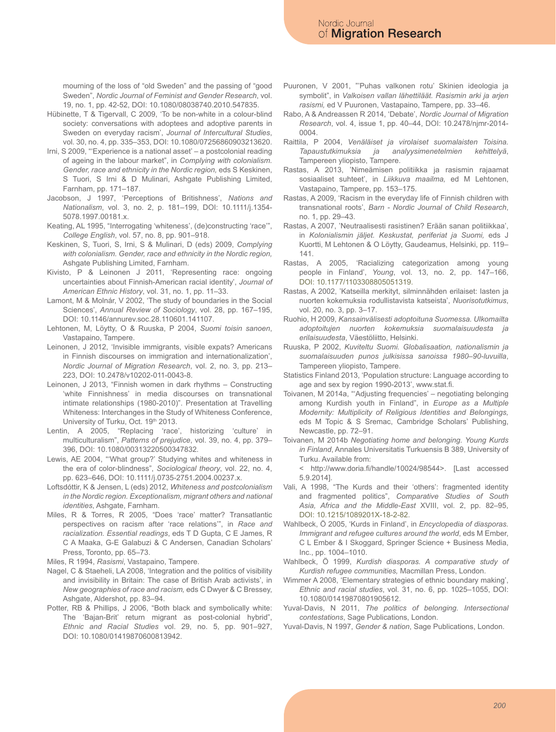mourning of the loss of "old Sweden" and the passing of "good Sweden", *Nordic Journal of Feminist and Gender Research*, vol. 19, no. 1, pp. 42-52, DOI: 10.1080/08038740.2010.547835.

Hübinette, T & Tigervall, C 2009, 'To be non-white in a colour-blind society: conversations with adoptees and adoptive parents in Sweden on everyday racism', *Journal of Intercultural Studies*, vol. 30, no. 4, pp. 335–353, DOI: 10.1080/07256860903213620.

Irni, S 2009, "'Experience is a national asset' – a postcolonial reading of ageing in the labour market", in *Complying with colonialism. Gender, race and ethnicity in the Nordic region,* eds S Keskinen, S Tuori, S Irni & D Mulinari, Ashgate Publishing Limited, Farnham, pp. 171–187.

Jacobson, J 1997, 'Perceptions of Britishness', *Nations and Nationalism*, vol. 3, no. 2, p. 181–199, DOI: 10.1111/j.1354-5078.1997.00181.x.

Keating, AL 1995, "Interrogating 'whiteness', (de)constructing 'race'", *College English*, vol. 57, no. 8, pp. 901–918.

Keskinen, S, Tuori, S, Irni, S & Mulinari, D (eds) 2009, *Complying with colonialism. Gender, race and ethnicity in the Nordic region,* Ashgate Publishing Limited, Farnham.

Kivisto, P & Leinonen J 2011, 'Representing race: ongoing uncertainties about Finnish-American racial identity', *Journal of American Ethnic History*, vol. 31, no. 1, pp. 11–33.

Lamont, M & Molnár, V 2002, 'The study of boundaries in the Social Sciences', *Annual Review of Sociology*, vol. 28, pp. 167–195, DOI: 10.1146/annurev.soc.28.110601.141107.

Lehtonen, M, Löytty, O & Ruuska, P 2004, *Suomi toisin sanoen*, Vastapaino, Tampere.

Leinonen, J 2012, 'Invisible immigrants, visible expats? Americans in Finnish discourses on immigration and internationalization', *Nordic Journal of Migration Research*, vol. 2, no. 3, pp. 213–223, DOI: 10.2478/v10202-011-0043-8.

Leinonen, J 2013, "Finnish women in dark rhythms – Constructing 'white Finnishness' in media discourses on transnational intimate relationships (1980-2010)". Presentation at Travelling Whiteness: Interchanges in the Study of Whiteness Conference, University of Turku, Oct. 19th 2013.

Lentin, A 2005, "Replacing 'race', historizing 'culture' in multiculturalism", *Patterns of prejudice*, vol. 39, no. 4, pp. 379–396, DOI: 10.1080/00313220500347832.

Lewis, AE 2004, "'What group?' Studying whites and whiteness in the era of color-blindness", *Sociological theory*, vol. 22, no. 4, pp. 623–646, DOI: 10.1111/j.0735-2751.2004.00237.x.

Loftsdóttir, K & Jensen, L (eds) 2012, *Whiteness and postcolonialism in the Nordic region. Exceptionalism, migrant others and national identities*, Ashgate, Farnham.

Miles, R & Torres, R 2005, "Does 'race' matter? Transatlantic perspectives on racism after 'race relations'", in *Race and racialization. Essential readings*, eds T D Gupta, C E James, R C A Maaka, G-E Galabuzi & C Andersen, Canadian Scholars' Press, Toronto, pp. 65–73.

Miles, R 1994, *Rasismi*, Vastapaino, Tampere.

Nagel, C & Staeheli, LA 2008, 'Integration and the politics of visibility and invisibility in Britain: The case of British Arab activists', in *New geographies of race and racism,* eds C Dwyer & C Bressey, Ashgate, Aldershot, pp. 83–94.

Potter, RB & Phillips, J 2006, "Both black and symbolically white: The 'Bajan-Brit' return migrant as post-colonial hybrid", *Ethnic and Racial Studies* vol. 29, no. 5, pp. 901–927, DOI: 10.1080/01419870600813942.

Puuronen, V 2001, "'Puhas valkonen rotu' Skinien ideologia ja symbolit", in *Valkoisen vallan lähettiläät. Rasismin arki ja arjen rasismi,* ed V Puuronen, Vastapaino, Tampere, pp. 33–46.

Rabo, A & Andreassen R 2014, 'Debate', *Nordic Journal of Migration Research*, vol. 4, issue 1, pp. 40–44, DOI: 10.2478/njmr-2014-0004.

Raittila, P 2004, *Venäläiset ja virolaiset suomalaisten Toisina. Tapaustutkimuksia ja analyysimenetelmien kehittelyä*, Tampereen yliopisto, Tampere.

Rastas, A 2013, 'Nimeämisen politiikka ja rasismin rajaamat sosiaaliset suhteet', in *Liikkuva maailma,* ed M Lehtonen, Vastapaino, Tampere, pp. 153–175.

Rastas, A 2009, 'Racism in the everyday life of Finnish children with transnational roots', *Barn - Nordic Journal of Child Research*, no. 1, pp. 29–43.

Rastas, A 2007, 'Neutraalisesti rasistinen? Erään sanan politiikkaa', in *Kolonialismin jäljet. Keskustat, periferiat ja Suomi,* eds J Kuortti, M Lehtonen & O Löytty, Gaudeamus, Helsinki, pp. 119–141.

Rastas, A 2005, 'Racializing categorization among young people in Finland', *Young*, vol. 13, no. 2, pp. 147–166, DOI: 10.1177/1103308805051319.

Rastas, A 2002, 'Katseilla merkityt, silminnähden erilaiset: lasten ja nuorten kokemuksia rodullistavista katseista', *Nuorisotutkimus*, vol. 20, no. 3, pp. 3–17.

Ruohio, H 2009, *Kansainvälisesti adoptoituna Suomessa. Ulkomailta adoptoitujen nuorten kokemuksia suomalaisuudesta ja erilaisuudesta*, Väestöliitto, Helsinki.

Ruuska, P 2002, *Kuviteltu Suomi. Globalisaation, nationalismin ja suomalaisuuden punos julkisissa sanoissa 1980–90-luvuilla*, Tampereen yliopisto, Tampere.

Statistics Finland 2013, 'Population structure: Language according to age and sex by region 1990-2013', www.stat.fi.

Toivanen, M 2014a, "'Adjusting frequencies' – negotiating belonging among Kurdish youth in Finland", in *Europe as a Multiple Modernity: Multiplicity of Religious Identities and Belongings,* eds M Topic & S Sremac, Cambridge Scholars' Publishing, Newcastle, pp. 72–91.

Toivanen, M 2014b *Negotiating home and belonging. Young Kurds in Finland*, Annales Universitatis Turkuensis B 389, University of Turku. Available from: < http://www.doria.fi/handle/10024/98544>. [Last accessed 5.9.2014].

Vali, A 1998, "The Kurds and their 'others': fragmented identity and fragmented politics", *Comparative Studies of South Asia, Africa and the Middle-East* XVIII, vol. 2, pp. 82–95, DOI: 10.1215/1089201X-18-2-82.

Wahlbeck, Ö 2005, 'Kurds in Finland', in *Encyclopedia of diasporas. Immigrant and refugee cultures around the world*, eds M Ember, C L Ember & I Skoggard, Springer Science + Business Media, Inc., pp. 1004–1010.

Wahlbeck, Ö 1999, *Kurdish diasporas. A comparative study of Kurdish refugee communities,* Macmillan Press, London.

Wimmer A 2008, 'Elementary strategies of ethnic boundary making', *Ethnic and racial studies*, vol. 31, no. 6, pp. 1025–1055, DOI: 10.1080/01419870801905612.

Yuval-Davis, N 2011, *The politics of belonging. Intersectional contestations*, Sage Publications, London.

Yuval-Davis, N 1997, *Gender & nation*, Sage Publications, London.